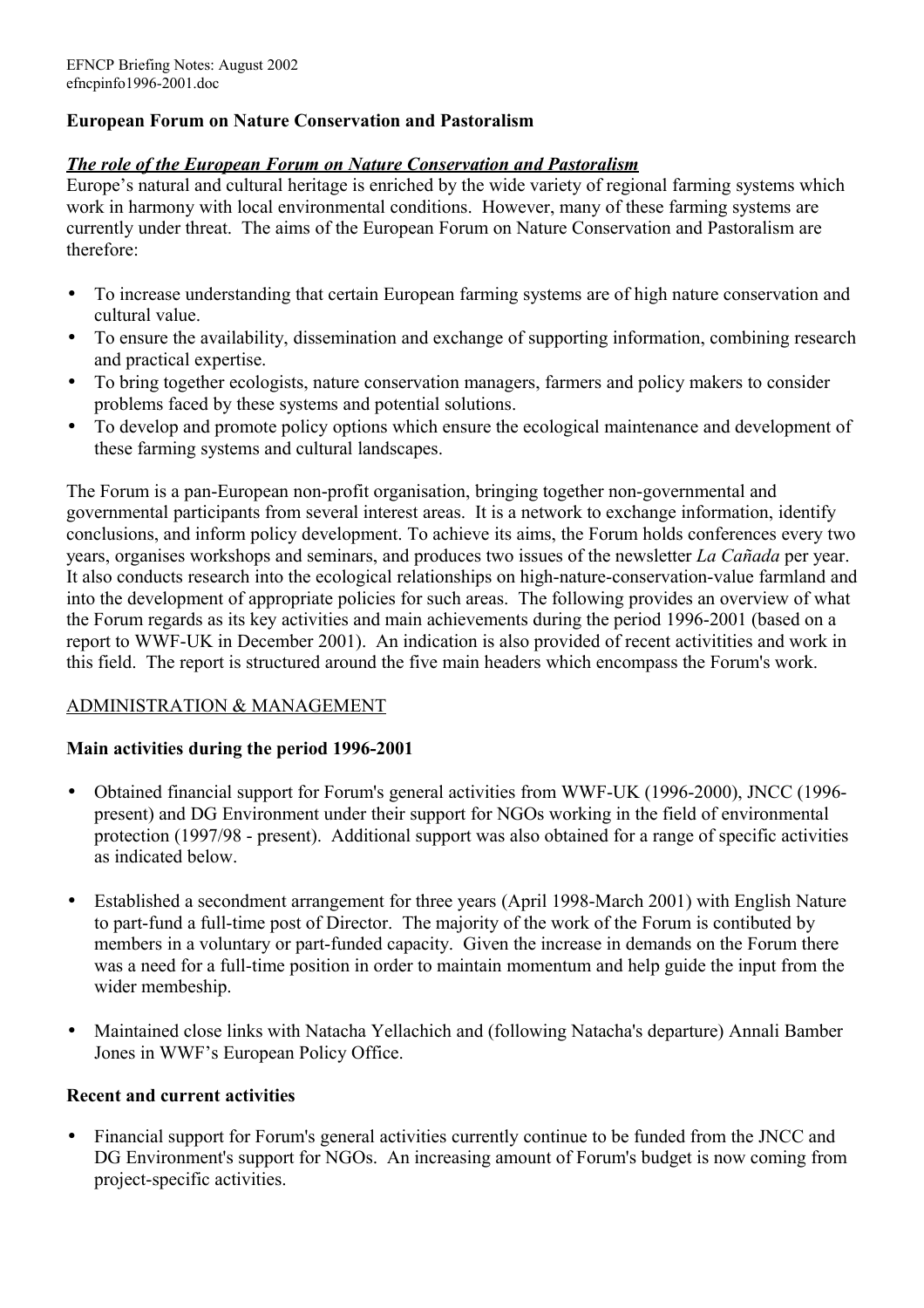EFNCP Briefing Notes: August 2002
efncpinfo1996-2001.doc

**European Forum on Nature Conservation and Pastoralism**

***The role of the European Forum on Nature Conservation and Pastoralism***

Europe's natural and cultural heritage is enriched by the wide variety of regional farming systems which work in harmony with local environmental conditions. However, many of these farming systems are currently under threat. The aims of the European Forum on Nature Conservation and Pastoralism are therefore:

- To increase understanding that certain European farming systems are of high nature conservation and cultural value.
- To ensure the availability, dissemination and exchange of supporting information, combining research and practical expertise.
- To bring together ecologists, nature conservation managers, farmers and policy makers to consider problems faced by these systems and potential solutions.
- To develop and promote policy options which ensure the ecological maintenance and development of these farming systems and cultural landscapes.

The Forum is a pan-European non-profit organisation, bringing together non-governmental and governmental participants from several interest areas. It is a network to exchange information, identify conclusions, and inform policy development. To achieve its aims, the Forum holds conferences every two years, organises workshops and seminars, and produces two issues of the newsletter *La Cañada* per year. It also conducts research into the ecological relationships on high-nature-conservation-value farmland and into the development of appropriate policies for such areas. The following provides an overview of what the Forum regards as its key activities and main achievements during the period 1996-2001 (based on a report to WWF-UK in December 2001). An indication is also provided of recent activitities and work in this field. The report is structured around the five main headers which encompass the Forum's work.

ADMINISTRATION & MANAGEMENT

**Main activities during the period 1996-2001**

- Obtained financial support for Forum's general activities from WWF-UK (1996-2000), JNCC (1996-present) and DG Environment under their support for NGOs working in the field of environmental protection (1997/98 - present). Additional support was also obtained for a range of specific activities as indicated below.

- Established a secondment arrangement for three years (April 1998-March 2001) with English Nature to part-fund a full-time post of Director. The majority of the work of the Forum is contibuted by members in a voluntary or part-funded capacity. Given the increase in demands on the Forum there was a need for a full-time position in order to maintain momentum and help guide the input from the wider membeship.

- Maintained close links with Natacha Yellachich and (following Natacha's departure) Annali Bamber Jones in WWF's European Policy Office.

**Recent and current activities**

- Financial support for Forum's general activities currently continue to be funded from the JNCC and DG Environment's support for NGOs. An increasing amount of Forum's budget is now coming from project-specific activities.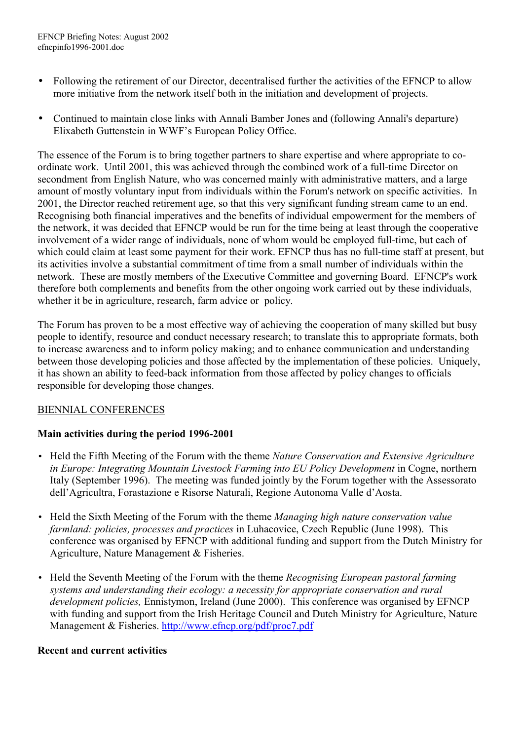- Following the retirement of our Director, decentralised further the activities of the EFNCP to allow more initiative from the network itself both in the initiation and development of projects.

- Continued to maintain close links with Annali Bamber Jones and (following Annali's departure) Elixabeth Guttenstein in WWF's European Policy Office.

The essence of the Forum is to bring together partners to share expertise and where appropriate to co-ordinate work. Until 2001, this was achieved through the combined work of a full-time Director on secondment from English Nature, who was concerned mainly with administrative matters, and a large amount of mostly voluntary input from individuals within the Forum's network on specific activities. In 2001, the Director reached retirement age, so that this very significant funding stream came to an end. Recognising both financial imperatives and the benefits of individual empowerment for the members of the network, it was decided that EFNCP would be run for the time being at least through the cooperative involvement of a wider range of individuals, none of whom would be employed full-time, but each of which could claim at least some payment for their work. EFNCP thus has no full-time staff at present, but its activities involve a substantial commitment of time from a small number of individuals within the network. These are mostly members of the Executive Committee and governing Board. EFNCP's work therefore both complements and benefits from the other ongoing work carried out by these individuals, whether it be in agriculture, research, farm advice or policy.

The Forum has proven to be a most effective way of achieving the cooperation of many skilled but busy people to identify, resource and conduct necessary research; to translate this to appropriate formats, both to increase awareness and to inform policy making; and to enhance communication and understanding between those developing policies and those affected by the implementation of these policies. Uniquely, it has shown an ability to feed-back information from those affected by policy changes to officials responsible for developing those changes.

## BIENNIAL CONFERENCES

**Main activities during the period 1996-2001**

- Held the Fifth Meeting of the Forum with the theme *Nature Conservation and Extensive Agriculture in Europe: Integrating Mountain Livestock Farming into EU Policy Development* in Cogne, northern Italy (September 1996). The meeting was funded jointly by the Forum together with the Assessorato dell'Agricultra, Forastazione e Risorse Naturali, Regione Autonoma Valle d'Aosta.

- Held the Sixth Meeting of the Forum with the theme *Managing high nature conservation value farmland: policies, processes and practices* in Luhacovice, Czech Republic (June 1998). This conference was organised by EFNCP with additional funding and support from the Dutch Ministry for Agriculture, Nature Management & Fisheries.

- Held the Seventh Meeting of the Forum with the theme *Recognising European pastoral farming systems and understanding their ecology: a necessity for appropriate conservation and rural development policies,* Ennistymon, Ireland (June 2000). This conference was organised by EFNCP with funding and support from the Irish Heritage Council and Dutch Ministry for Agriculture, Nature Management & Fisheries. http://www.efncp.org/pdf/proc7.pdf

**Recent and current activities**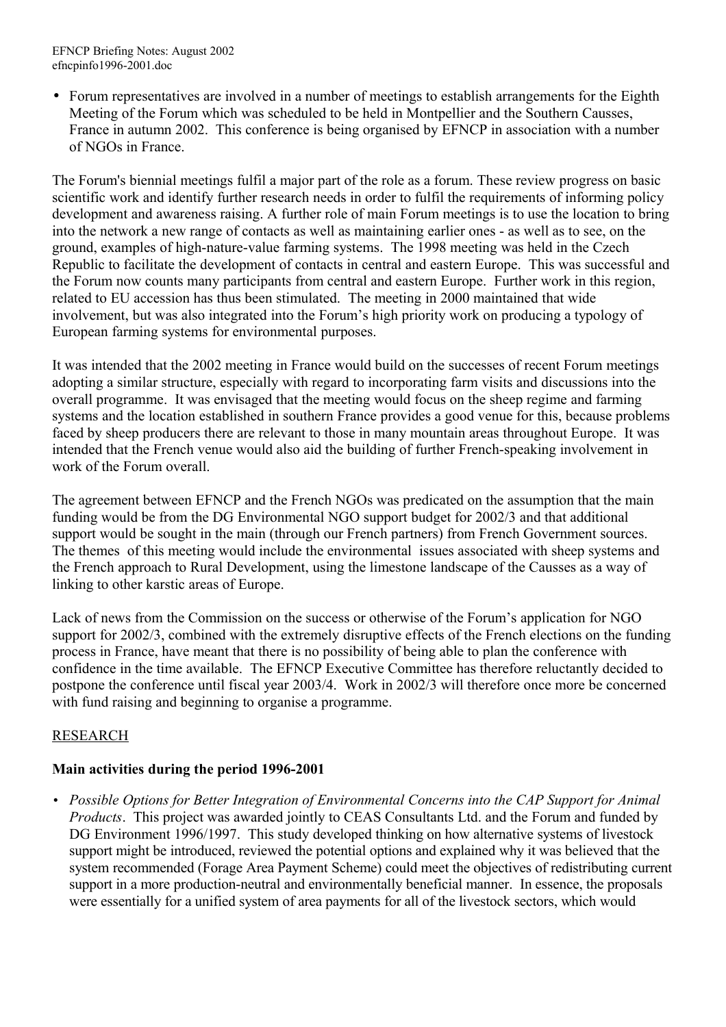- Forum representatives are involved in a number of meetings to establish arrangements for the Eighth Meeting of the Forum which was scheduled to be held in Montpellier and the Southern Causses, France in autumn 2002. This conference is being organised by EFNCP in association with a number of NGOs in France.

The Forum's biennial meetings fulfil a major part of the role as a forum. These review progress on basic scientific work and identify further research needs in order to fulfil the requirements of informing policy development and awareness raising. A further role of main Forum meetings is to use the location to bring into the network a new range of contacts as well as maintaining earlier ones - as well as to see, on the ground, examples of high-nature-value farming systems. The 1998 meeting was held in the Czech Republic to facilitate the development of contacts in central and eastern Europe. This was successful and the Forum now counts many participants from central and eastern Europe. Further work in this region, related to EU accession has thus been stimulated. The meeting in 2000 maintained that wide involvement, but was also integrated into the Forum's high priority work on producing a typology of European farming systems for environmental purposes.

It was intended that the 2002 meeting in France would build on the successes of recent Forum meetings adopting a similar structure, especially with regard to incorporating farm visits and discussions into the overall programme. It was envisaged that the meeting would focus on the sheep regime and farming systems and the location established in southern France provides a good venue for this, because problems faced by sheep producers there are relevant to those in many mountain areas throughout Europe. It was intended that the French venue would also aid the building of further French-speaking involvement in work of the Forum overall.

The agreement between EFNCP and the French NGOs was predicated on the assumption that the main funding would be from the DG Environmental NGO support budget for 2002/3 and that additional support would be sought in the main (through our French partners) from French Government sources. The themes of this meeting would include the environmental issues associated with sheep systems and the French approach to Rural Development, using the limestone landscape of the Causses as a way of linking to other karstic areas of Europe.

Lack of news from the Commission on the success or otherwise of the Forum's application for NGO support for 2002/3, combined with the extremely disruptive effects of the French elections on the funding process in France, have meant that there is no possibility of being able to plan the conference with confidence in the time available. The EFNCP Executive Committee has therefore reluctantly decided to postpone the conference until fiscal year 2003/4. Work in 2002/3 will therefore once more be concerned with fund raising and beginning to organise a programme.

## RESEARCH

### Main activities during the period 1996-2001

- *Possible Options for Better Integration of Environmental Concerns into the CAP Support for Animal Products*. This project was awarded jointly to CEAS Consultants Ltd. and the Forum and funded by DG Environment 1996/1997. This study developed thinking on how alternative systems of livestock support might be introduced, reviewed the potential options and explained why it was believed that the system recommended (Forage Area Payment Scheme) could meet the objectives of redistributing current support in a more production-neutral and environmentally beneficial manner. In essence, the proposals were essentially for a unified system of area payments for all of the livestock sectors, which would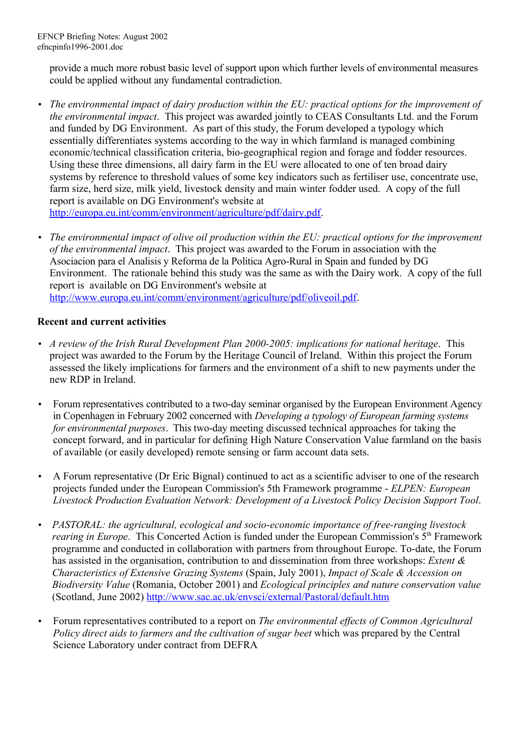provide a much more robust basic level of support upon which further levels of environmental measures could be applied without any fundamental contradiction.

- *The environmental impact of dairy production within the EU: practical options for the improvement of the environmental impact*. This project was awarded jointly to CEAS Consultants Ltd. and the Forum and funded by DG Environment. As part of this study, the Forum developed a typology which essentially differentiates systems according to the way in which farmland is managed combining economic/technical classification criteria, bio-geographical region and forage and fodder resources. Using these three dimensions, all dairy farm in the EU were allocated to one of ten broad dairy systems by reference to threshold values of some key indicators such as fertiliser use, concentrate use, farm size, herd size, milk yield, livestock density and main winter fodder used. A copy of the full report is available on DG Environment's website at http://europa.eu.int/comm/environment/agriculture/pdf/dairy.pdf.

- *The environmental impact of olive oil production within the EU: practical options for the improvement of the environmental impact*. This project was awarded to the Forum in association with the Asociacion para el Analisis y Reforma de la Politica Agro-Rural in Spain and funded by DG Environment. The rationale behind this study was the same as with the Dairy work. A copy of the full report is available on DG Environment's website at http://www.europa.eu.int/comm/environment/agriculture/pdf/oliveoil.pdf.

**Recent and current activities**

- *A review of the Irish Rural Development Plan 2000-2005: implications for national heritage*. This project was awarded to the Forum by the Heritage Council of Ireland. Within this project the Forum assessed the likely implications for farmers and the environment of a shift to new payments under the new RDP in Ireland.

- Forum representatives contributed to a two-day seminar organised by the European Environment Agency in Copenhagen in February 2002 concerned with *Developing a typology of European farming systems for environmental purposes*. This two-day meeting discussed technical approaches for taking the concept forward, and in particular for defining High Nature Conservation Value farmland on the basis of available (or easily developed) remote sensing or farm account data sets.

- A Forum representative (Dr Eric Bignal) continued to act as a scientific adviser to one of the research projects funded under the European Commission's 5th Framework programme - *ELPEN: European Livestock Production Evaluation Network: Development of a Livestock Policy Decision Support Tool*.

- *PASTORAL: the agricultural, ecological and socio-economic importance of free-ranging livestock rearing in Europe*. This Concerted Action is funded under the European Commission's 5th Framework programme and conducted in collaboration with partners from throughout Europe. To-date, the Forum has assisted in the organisation, contribution to and dissemination from three workshops: *Extent & Characteristics of Extensive Grazing Systems* (Spain, July 2001), *Impact of Scale & Accession on Biodiversity Value* (Romania, October 2001) and *Ecological principles and nature conservation value* (Scotland, June 2002) http://www.sac.ac.uk/envsci/external/Pastoral/default.htm

- Forum representatives contributed to a report on *The environmental effects of Common Agricultural Policy direct aids to farmers and the cultivation of sugar beet* which was prepared by the Central Science Laboratory under contract from DEFRA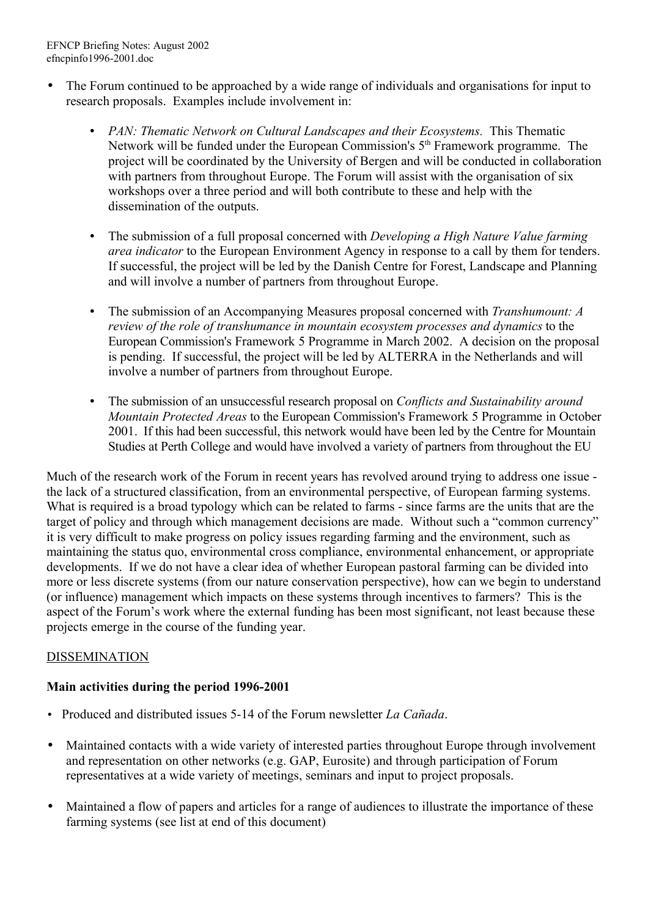- The Forum continued to be approached by a wide range of individuals and organisations for input to research proposals. Examples include involvement in:

    - *PAN: Thematic Network on Cultural Landscapes and their Ecosystems.* This Thematic Network will be funded under the European Commission's 5th Framework programme. The project will be coordinated by the University of Bergen and will be conducted in collaboration with partners from throughout Europe. The Forum will assist with the organisation of six workshops over a three period and will both contribute to these and help with the dissemination of the outputs.

    - The submission of a full proposal concerned with *Developing a High Nature Value farming area indicator* to the European Environment Agency in response to a call by them for tenders. If successful, the project will be led by the Danish Centre for Forest, Landscape and Planning and will involve a number of partners from throughout Europe.

    - The submission of an Accompanying Measures proposal concerned with *Transhumount: A review of the role of transhumance in mountain ecosystem processes and dynamics* to the European Commission's Framework 5 Programme in March 2002. A decision on the proposal is pending. If successful, the project will be led by ALTERRA in the Netherlands and will involve a number of partners from throughout Europe.

    - The submission of an unsuccessful research proposal on *Conflicts and Sustainability around Mountain Protected Areas* to the European Commission's Framework 5 Programme in October 2001. If this had been successful, this network would have been led by the Centre for Mountain Studies at Perth College and would have involved a variety of partners from throughout the EU

Much of the research work of the Forum in recent years has revolved around trying to address one issue - the lack of a structured classification, from an environmental perspective, of European farming systems. What is required is a broad typology which can be related to farms - since farms are the units that are the target of policy and through which management decisions are made. Without such a "common currency" it is very difficult to make progress on policy issues regarding farming and the environment, such as maintaining the status quo, environmental cross compliance, environmental enhancement, or appropriate developments. If we do not have a clear idea of whether European pastoral farming can be divided into more or less discrete systems (from our nature conservation perspective), how can we begin to understand (or influence) management which impacts on these systems through incentives to farmers? This is the aspect of the Forum's work where the external funding has been most significant, not least because these projects emerge in the course of the funding year.

DISSEMINATION

**Main activities during the period 1996-2001**

- Produced and distributed issues 5-14 of the Forum newsletter *La Cañada*.

- Maintained contacts with a wide variety of interested parties throughout Europe through involvement and representation on other networks (e.g. GAP, Eurosite) and through participation of Forum representatives at a wide variety of meetings, seminars and input to project proposals.

- Maintained a flow of papers and articles for a range of audiences to illustrate the importance of these farming systems (see list at end of this document)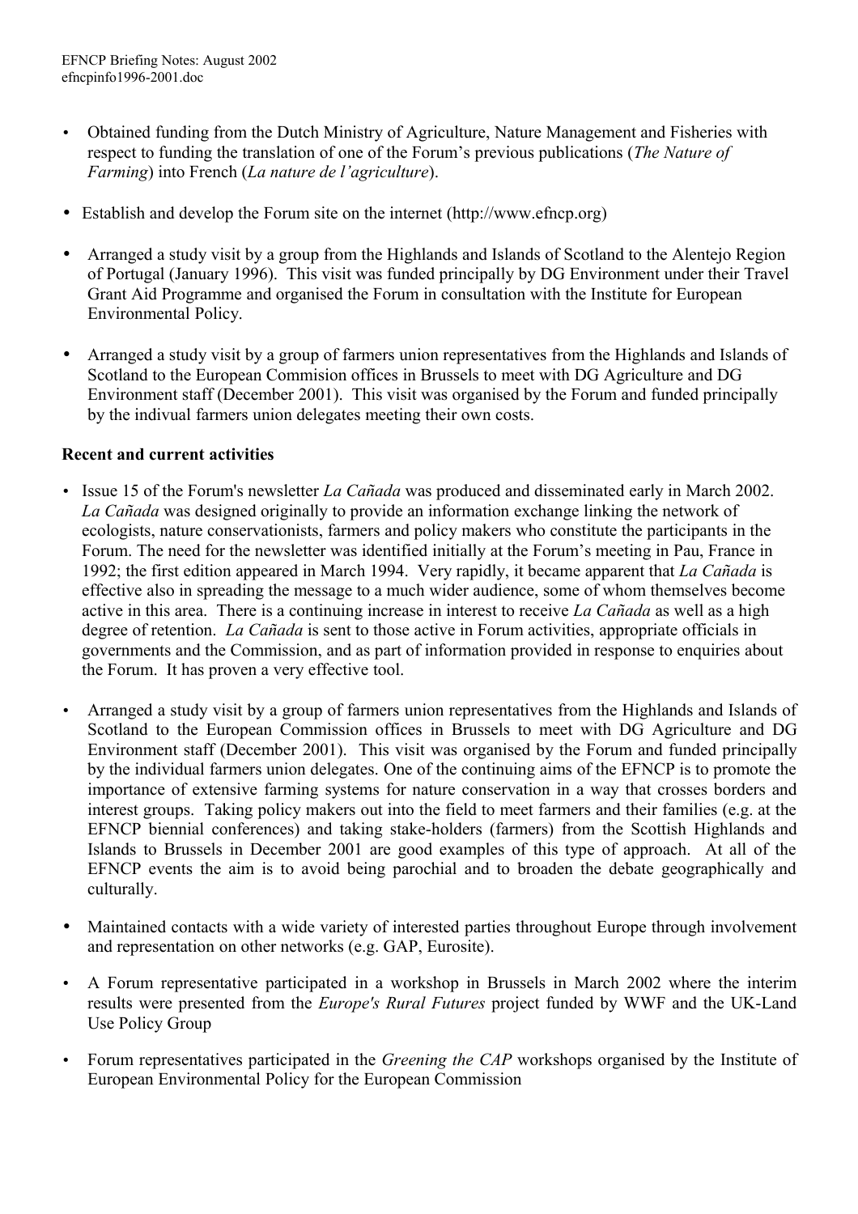- Obtained funding from the Dutch Ministry of Agriculture, Nature Management and Fisheries with respect to funding the translation of one of the Forum's previous publications (*The Nature of Farming*) into French (*La nature de l'agriculture*).

- Establish and develop the Forum site on the internet (http://www.efncp.org)

- Arranged a study visit by a group from the Highlands and Islands of Scotland to the Alentejo Region of Portugal (January 1996). This visit was funded principally by DG Environment under their Travel Grant Aid Programme and organised the Forum in consultation with the Institute for European Environmental Policy.

- Arranged a study visit by a group of farmers union representatives from the Highlands and Islands of Scotland to the European Commision offices in Brussels to meet with DG Agriculture and DG Environment staff (December 2001). This visit was organised by the Forum and funded principally by the indivual farmers union delegates meeting their own costs.

**Recent and current activities**

- Issue 15 of the Forum's newsletter *La Cañada* was produced and disseminated early in March 2002. *La Cañada* was designed originally to provide an information exchange linking the network of ecologists, nature conservationists, farmers and policy makers who constitute the participants in the Forum. The need for the newsletter was identified initially at the Forum's meeting in Pau, France in 1992; the first edition appeared in March 1994. Very rapidly, it became apparent that *La Cañada* is effective also in spreading the message to a much wider audience, some of whom themselves become active in this area. There is a continuing increase in interest to receive *La Cañada* as well as a high degree of retention. *La Cañada* is sent to those active in Forum activities, appropriate officials in governments and the Commission, and as part of information provided in response to enquiries about the Forum. It has proven a very effective tool.

- Arranged a study visit by a group of farmers union representatives from the Highlands and Islands of Scotland to the European Commission offices in Brussels to meet with DG Agriculture and DG Environment staff (December 2001). This visit was organised by the Forum and funded principally by the individual farmers union delegates. One of the continuing aims of the EFNCP is to promote the importance of extensive farming systems for nature conservation in a way that crosses borders and interest groups. Taking policy makers out into the field to meet farmers and their families (e.g. at the EFNCP biennial conferences) and taking stake-holders (farmers) from the Scottish Highlands and Islands to Brussels in December 2001 are good examples of this type of approach. At all of the EFNCP events the aim is to avoid being parochial and to broaden the debate geographically and culturally.

- Maintained contacts with a wide variety of interested parties throughout Europe through involvement and representation on other networks (e.g. GAP, Eurosite).

- A Forum representative participated in a workshop in Brussels in March 2002 where the interim results were presented from the *Europe's Rural Futures* project funded by WWF and the UK-Land Use Policy Group

- Forum representatives participated in the *Greening the CAP* workshops organised by the Institute of European Environmental Policy for the European Commission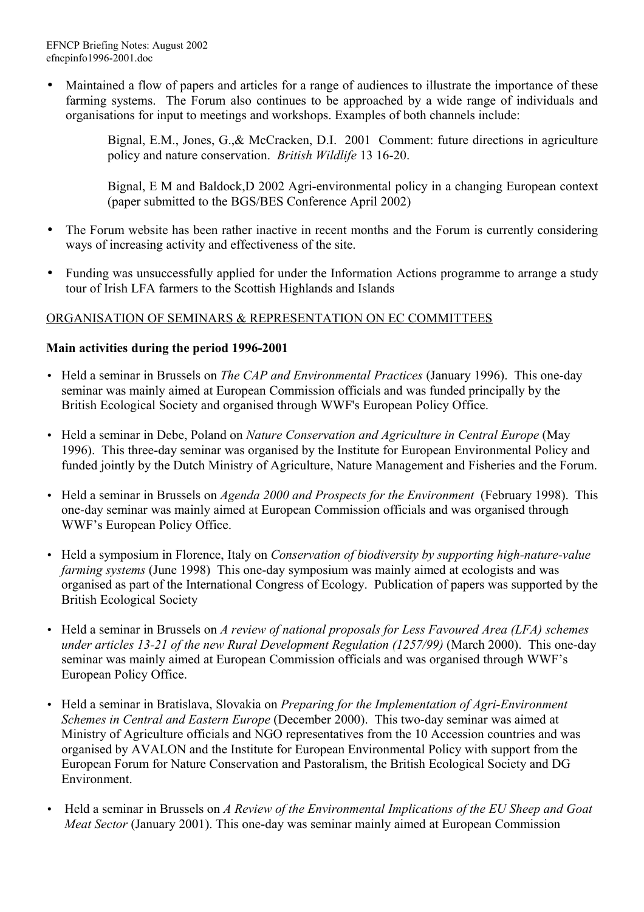- Maintained a flow of papers and articles for a range of audiences to illustrate the importance of these farming systems. The Forum also continues to be approached by a wide range of individuals and organisations for input to meetings and workshops. Examples of both channels include:

  Bignal, E.M., Jones, G.,& McCracken, D.I. 2001 Comment: future directions in agriculture policy and nature conservation. *British Wildlife* 13 16-20.

  Bignal, E M and Baldock,D 2002 Agri-environmental policy in a changing European context (paper submitted to the BGS/BES Conference April 2002)

- The Forum website has been rather inactive in recent months and the Forum is currently considering ways of increasing activity and effectiveness of the site.

- Funding was unsuccessfully applied for under the Information Actions programme to arrange a study tour of Irish LFA farmers to the Scottish Highlands and Islands

<u>ORGANISATION OF SEMINARS & REPRESENTATION ON EC COMMITTEES</u>

**Main activities during the period 1996-2001**

- Held a seminar in Brussels on *The CAP and Environmental Practices* (January 1996). This one-day seminar was mainly aimed at European Commission officials and was funded principally by the British Ecological Society and organised through WWF's European Policy Office.

- Held a seminar in Debe, Poland on *Nature Conservation and Agriculture in Central Europe* (May 1996). This three-day seminar was organised by the Institute for European Environmental Policy and funded jointly by the Dutch Ministry of Agriculture, Nature Management and Fisheries and the Forum.

- Held a seminar in Brussels on *Agenda 2000 and Prospects for the Environment* (February 1998). This one-day seminar was mainly aimed at European Commission officials and was organised through WWF's European Policy Office.

- Held a symposium in Florence, Italy on *Conservation of biodiversity by supporting high-nature-value farming systems* (June 1998) This one-day symposium was mainly aimed at ecologists and was organised as part of the International Congress of Ecology. Publication of papers was supported by the British Ecological Society

- Held a seminar in Brussels on *A review of national proposals for Less Favoured Area (LFA) schemes under articles 13-21 of the new Rural Development Regulation (1257/99)* (March 2000). This one-day seminar was mainly aimed at European Commission officials and was organised through WWF's European Policy Office.

- Held a seminar in Bratislava, Slovakia on *Preparing for the Implementation of Agri-Environment Schemes in Central and Eastern Europe* (December 2000). This two-day seminar was aimed at Ministry of Agriculture officials and NGO representatives from the 10 Accession countries and was organised by AVALON and the Institute for European Environmental Policy with support from the European Forum for Nature Conservation and Pastoralism, the British Ecological Society and DG Environment.

- Held a seminar in Brussels on *A Review of the Environmental Implications of the EU Sheep and Goat Meat Sector* (January 2001). This one-day was seminar mainly aimed at European Commission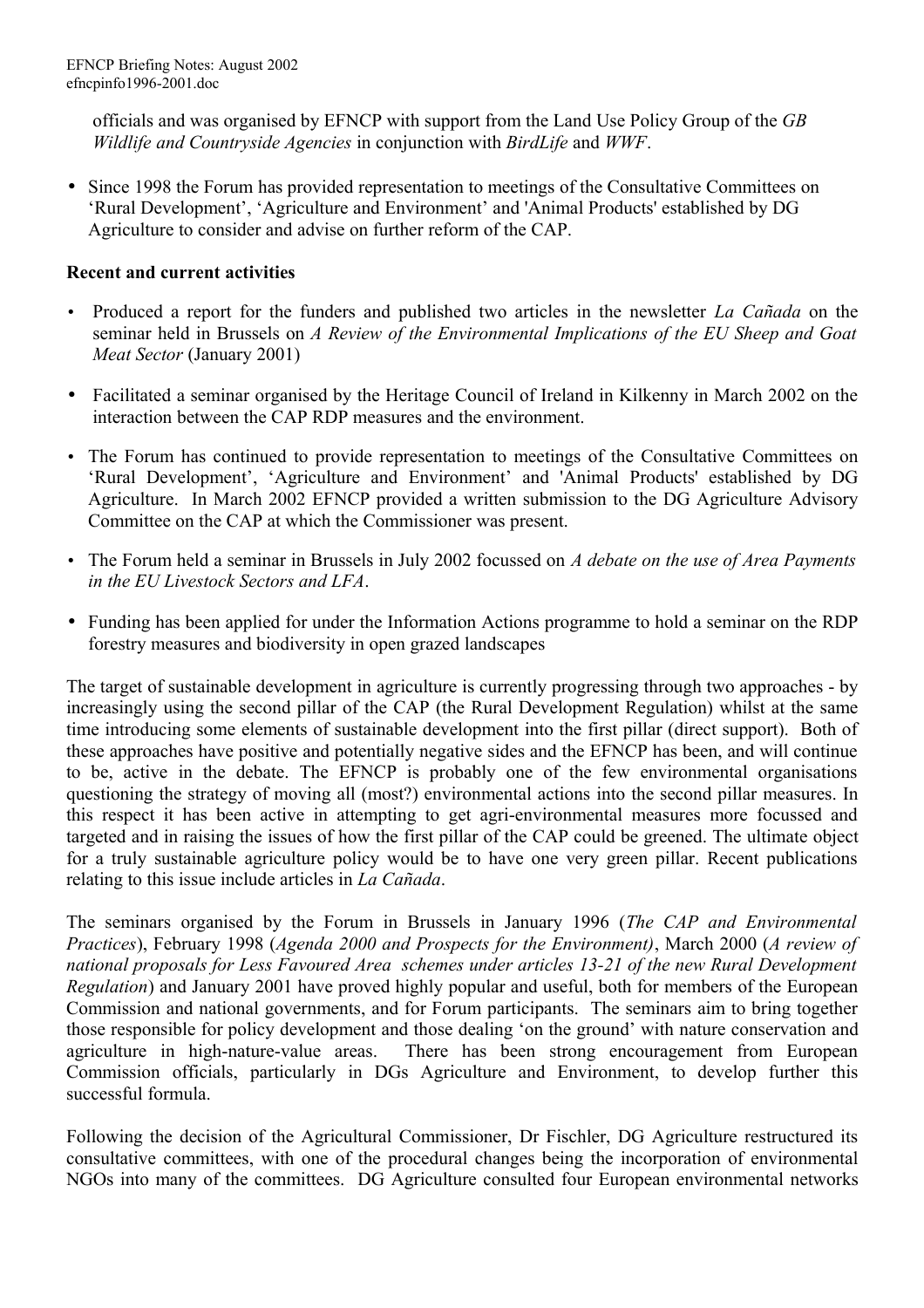officials and was organised by EFNCP with support from the Land Use Policy Group of the *GB Wildlife and Countryside Agencies* in conjunction with *BirdLife* and *WWF*.

- Since 1998 the Forum has provided representation to meetings of the Consultative Committees on 'Rural Development', 'Agriculture and Environment' and 'Animal Products' established by DG Agriculture to consider and advise on further reform of the CAP.

**Recent and current activities**

- Produced a report for the funders and published two articles in the newsletter *La Cañada* on the seminar held in Brussels on *A Review of the Environmental Implications of the EU Sheep and Goat Meat Sector* (January 2001)
- Facilitated a seminar organised by the Heritage Council of Ireland in Kilkenny in March 2002 on the interaction between the CAP RDP measures and the environment.
- The Forum has continued to provide representation to meetings of the Consultative Committees on 'Rural Development', 'Agriculture and Environment' and 'Animal Products' established by DG Agriculture. In March 2002 EFNCP provided a written submission to the DG Agriculture Advisory Committee on the CAP at which the Commissioner was present.
- The Forum held a seminar in Brussels in July 2002 focussed on *A debate on the use of Area Payments in the EU Livestock Sectors and LFA*.
- Funding has been applied for under the Information Actions programme to hold a seminar on the RDP forestry measures and biodiversity in open grazed landscapes

The target of sustainable development in agriculture is currently progressing through two approaches - by increasingly using the second pillar of the CAP (the Rural Development Regulation) whilst at the same time introducing some elements of sustainable development into the first pillar (direct support). Both of these approaches have positive and potentially negative sides and the EFNCP has been, and will continue to be, active in the debate. The EFNCP is probably one of the few environmental organisations questioning the strategy of moving all (most?) environmental actions into the second pillar measures. In this respect it has been active in attempting to get agri-environmental measures more focussed and targeted and in raising the issues of how the first pillar of the CAP could be greened. The ultimate object for a truly sustainable agriculture policy would be to have one very green pillar. Recent publications relating to this issue include articles in *La Cañada*.

The seminars organised by the Forum in Brussels in January 1996 (*The CAP and Environmental Practices*), February 1998 (*Agenda 2000 and Prospects for the Environment)*, March 2000 (*A review of national proposals for Less Favoured Area schemes under articles 13-21 of the new Rural Development Regulation*) and January 2001 have proved highly popular and useful, both for members of the European Commission and national governments, and for Forum participants. The seminars aim to bring together those responsible for policy development and those dealing 'on the ground' with nature conservation and agriculture in high-nature-value areas. There has been strong encouragement from European Commission officials, particularly in DGs Agriculture and Environment, to develop further this successful formula.

Following the decision of the Agricultural Commissioner, Dr Fischler, DG Agriculture restructured its consultative committees, with one of the procedural changes being the incorporation of environmental NGOs into many of the committees. DG Agriculture consulted four European environmental networks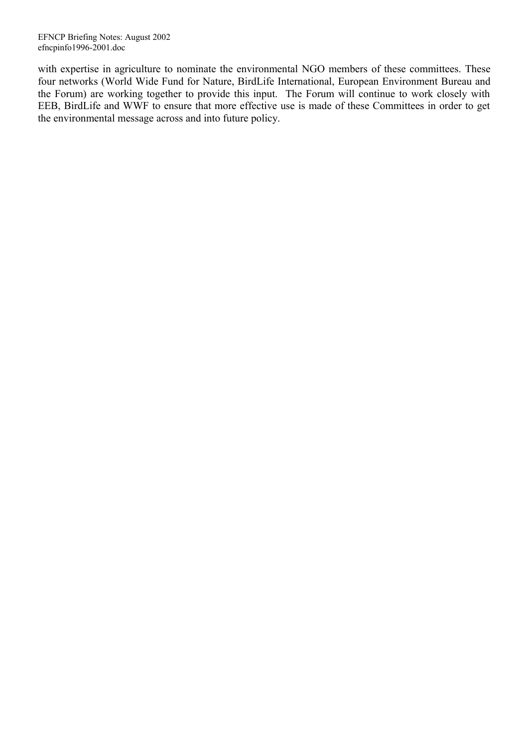with expertise in agriculture to nominate the environmental NGO members of these committees. These four networks (World Wide Fund for Nature, BirdLife International, European Environment Bureau and the Forum) are working together to provide this input. The Forum will continue to work closely with EEB, BirdLife and WWF to ensure that more effective use is made of these Committees in order to get the environmental message across and into future policy.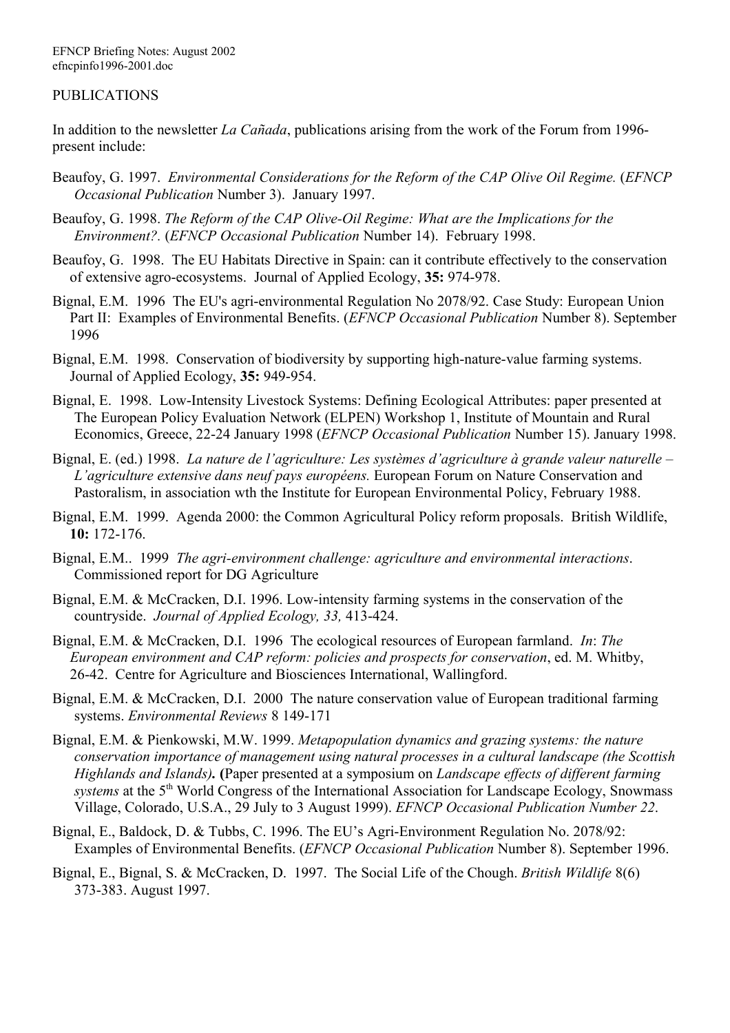PUBLICATIONS

In addition to the newsletter *La Cañada*, publications arising from the work of the Forum from 1996-present include:

Beaufoy, G. 1997. *Environmental Considerations for the Reform of the CAP Olive Oil Regime.* (*EFNCP Occasional Publication* Number 3). January 1997.

Beaufoy, G. 1998. *The Reform of the CAP Olive-Oil Regime: What are the Implications for the Environment?.* (*EFNCP Occasional Publication* Number 14). February 1998.

Beaufoy, G. 1998. The EU Habitats Directive in Spain: can it contribute effectively to the conservation of extensive agro-ecosystems. Journal of Applied Ecology, **35:** 974-978.

Bignal, E.M. 1996 The EU's agri-environmental Regulation No 2078/92. Case Study: European Union Part II: Examples of Environmental Benefits. (*EFNCP Occasional Publication* Number 8). September 1996

Bignal, E.M. 1998. Conservation of biodiversity by supporting high-nature-value farming systems. Journal of Applied Ecology, **35:** 949-954.

Bignal, E. 1998. Low-Intensity Livestock Systems: Defining Ecological Attributes: paper presented at The European Policy Evaluation Network (ELPEN) Workshop 1, Institute of Mountain and Rural Economics, Greece, 22-24 January 1998 (*EFNCP Occasional Publication* Number 15). January 1998.

Bignal, E. (ed.) 1998. *La nature de l'agriculture: Les systèmes d'agriculture à grande valeur naturelle – L'agriculture extensive dans neuf pays européens.* European Forum on Nature Conservation and Pastoralism, in association wth the Institute for European Environmental Policy, February 1988.

Bignal, E.M. 1999. Agenda 2000: the Common Agricultural Policy reform proposals. British Wildlife, **10:** 172-176.

Bignal, E.M.. 1999 *The agri-environment challenge: agriculture and environmental interactions*. Commissioned report for DG Agriculture

Bignal, E.M. & McCracken, D.I. 1996. Low-intensity farming systems in the conservation of the countryside. *Journal of Applied Ecology, 33,* 413-424.

Bignal, E.M. & McCracken, D.I. 1996 The ecological resources of European farmland. *In*: *The European environment and CAP reform: policies and prospects for conservation*, ed. M. Whitby, 26-42. Centre for Agriculture and Biosciences International, Wallingford.

Bignal, E.M. & McCracken, D.I. 2000 The nature conservation value of European traditional farming systems. *Environmental Reviews* 8 149-171

Bignal, E.M. & Pienkowski, M.W. 1999. *Metapopulation dynamics and grazing systems: the nature conservation importance of management using natural processes in a cultural landscape (the Scottish Highlands and Islands)*. **(**Paper presented at a symposium on *Landscape effects of different farming systems* at the 5th World Congress of the International Association for Landscape Ecology, Snowmass Village, Colorado, U.S.A., 29 July to 3 August 1999). *EFNCP Occasional Publication Number 22*.

Bignal, E., Baldock, D. & Tubbs, C. 1996. The EU's Agri-Environment Regulation No. 2078/92: Examples of Environmental Benefits. (*EFNCP Occasional Publication* Number 8). September 1996.

Bignal, E., Bignal, S. & McCracken, D. 1997. The Social Life of the Chough. *British Wildlife* 8(6) 373-383. August 1997.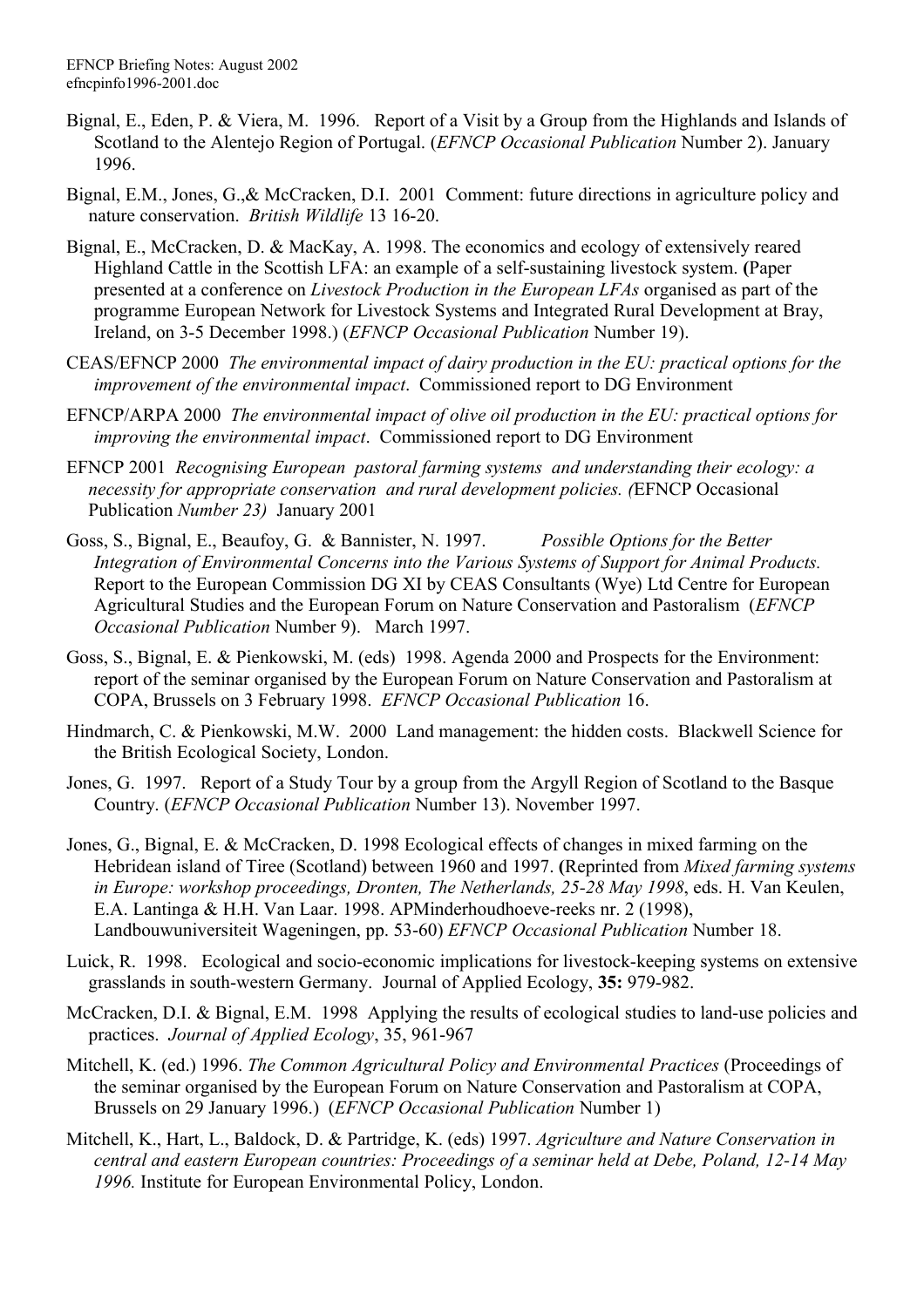Bignal, E., Eden, P. & Viera, M. 1996. Report of a Visit by a Group from the Highlands and Islands of Scotland to the Alentejo Region of Portugal. (*EFNCP Occasional Publication* Number 2). January 1996.

Bignal, E.M., Jones, G.,& McCracken, D.I. 2001 Comment: future directions in agriculture policy and nature conservation. *British Wildlife* 13 16-20.

Bignal, E., McCracken, D. & MacKay, A. 1998. The economics and ecology of extensively reared Highland Cattle in the Scottish LFA: an example of a self-sustaining livestock system. **(**Paper presented at a conference on *Livestock Production in the European LFAs* organised as part of the programme European Network for Livestock Systems and Integrated Rural Development at Bray, Ireland, on 3-5 December 1998.) (*EFNCP Occasional Publication* Number 19).

CEAS/EFNCP 2000 *The environmental impact of dairy production in the EU: practical options for the improvement of the environmental impact*. Commissioned report to DG Environment

EFNCP/ARPA 2000 *The environmental impact of olive oil production in the EU: practical options for improving the environmental impact*. Commissioned report to DG Environment

EFNCP 2001 *Recognising European pastoral farming systems and understanding their ecology: a necessity for appropriate conservation and rural development policies. (*EFNCP Occasional Publication *Number 23)* January 2001

Goss, S., Bignal, E., Beaufoy, G. & Bannister, N. 1997. *Possible Options for the Better Integration of Environmental Concerns into the Various Systems of Support for Animal Products.* Report to the European Commission DG XI by CEAS Consultants (Wye) Ltd Centre for European Agricultural Studies and the European Forum on Nature Conservation and Pastoralism (*EFNCP Occasional Publication* Number 9). March 1997.

Goss, S., Bignal, E. & Pienkowski, M. (eds) 1998. Agenda 2000 and Prospects for the Environment: report of the seminar organised by the European Forum on Nature Conservation and Pastoralism at COPA, Brussels on 3 February 1998. *EFNCP Occasional Publication* 16.

Hindmarch, C. & Pienkowski, M.W. 2000 Land management: the hidden costs. Blackwell Science for the British Ecological Society, London.

Jones, G. 1997. Report of a Study Tour by a group from the Argyll Region of Scotland to the Basque Country. (*EFNCP Occasional Publication* Number 13). November 1997.

Jones, G., Bignal, E. & McCracken, D. 1998 Ecological effects of changes in mixed farming on the Hebridean island of Tiree (Scotland) between 1960 and 1997. **(**Reprinted from *Mixed farming systems in Europe: workshop proceedings, Dronten, The Netherlands, 25-28 May 1998*, eds. H. Van Keulen, E.A. Lantinga & H.H. Van Laar. 1998. APMinderhoudhoeve-reeks nr. 2 (1998), Landbouwuniversiteit Wageningen, pp. 53-60) *EFNCP Occasional Publication* Number 18.

Luick, R. 1998. Ecological and socio-economic implications for livestock-keeping systems on extensive grasslands in south-western Germany. Journal of Applied Ecology, **35:** 979-982.

McCracken, D.I. & Bignal, E.M. 1998 Applying the results of ecological studies to land-use policies and practices. *Journal of Applied Ecology*, 35, 961-967

Mitchell, K. (ed.) 1996. *The Common Agricultural Policy and Environmental Practices* (Proceedings of the seminar organised by the European Forum on Nature Conservation and Pastoralism at COPA, Brussels on 29 January 1996.) (*EFNCP Occasional Publication* Number 1)

Mitchell, K., Hart, L., Baldock, D. & Partridge, K. (eds) 1997. *Agriculture and Nature Conservation in central and eastern European countries: Proceedings of a seminar held at Debe, Poland, 12-14 May 1996.* Institute for European Environmental Policy, London.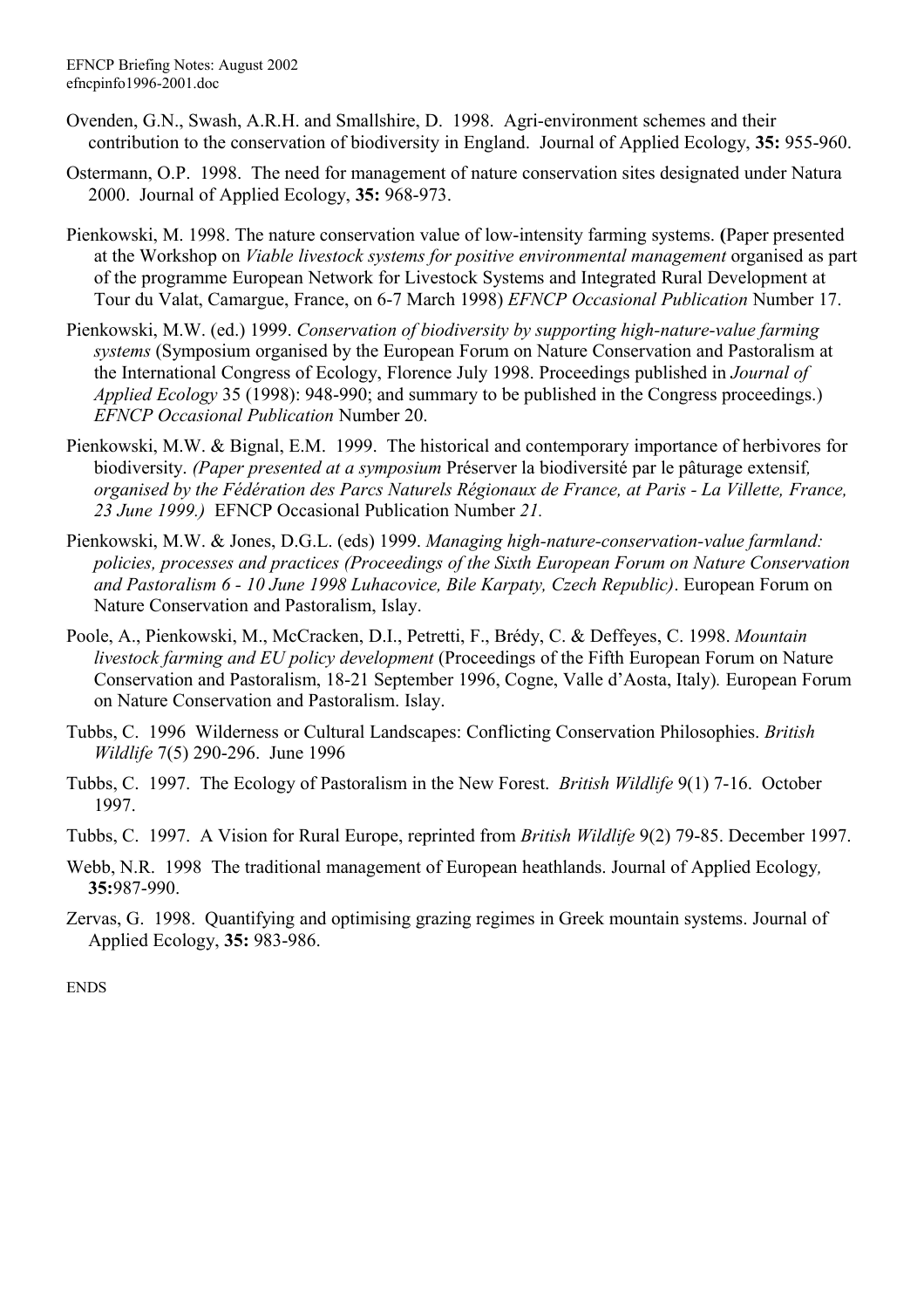Ovenden, G.N., Swash, A.R.H. and Smallshire, D. 1998. Agri-environment schemes and their contribution to the conservation of biodiversity in England. Journal of Applied Ecology, **35:** 955-960.

Ostermann, O.P. 1998. The need for management of nature conservation sites designated under Natura 2000. Journal of Applied Ecology, **35:** 968-973.

Pienkowski, M. 1998. The nature conservation value of low-intensity farming systems. **(**Paper presented at the Workshop on *Viable livestock systems for positive environmental management* organised as part of the programme European Network for Livestock Systems and Integrated Rural Development at Tour du Valat, Camargue, France, on 6-7 March 1998) *EFNCP Occasional Publication* Number 17.

Pienkowski, M.W. (ed.) 1999. *Conservation of biodiversity by supporting high-nature-value farming systems* (Symposium organised by the European Forum on Nature Conservation and Pastoralism at the International Congress of Ecology, Florence July 1998. Proceedings published in *Journal of Applied Ecology* 35 (1998): 948-990; and summary to be published in the Congress proceedings.) *EFNCP Occasional Publication* Number 20.

Pienkowski, M.W. & Bignal, E.M. 1999. The historical and contemporary importance of herbivores for biodiversity. *(Paper presented at a symposium* Préserver la biodiversité par le pâturage extensif*, organised by the Fédération des Parcs Naturels Régionaux de France, at Paris - La Villette, France, 23 June 1999.)* EFNCP Occasional Publication Number *21.*

Pienkowski, M.W. & Jones, D.G.L. (eds) 1999. *Managing high-nature-conservation-value farmland: policies, processes and practices (Proceedings of the Sixth European Forum on Nature Conservation and Pastoralism 6 - 10 June 1998 Luhacovice, Bile Karpaty, Czech Republic)*. European Forum on Nature Conservation and Pastoralism, Islay.

Poole, A., Pienkowski, M., McCracken, D.I., Petretti, F., Brédy, C. & Deffeyes, C. 1998. *Mountain livestock farming and EU policy development* (Proceedings of the Fifth European Forum on Nature Conservation and Pastoralism, 18-21 September 1996, Cogne, Valle d'Aosta, Italy)*.* European Forum on Nature Conservation and Pastoralism. Islay.

Tubbs, C. 1996 Wilderness or Cultural Landscapes: Conflicting Conservation Philosophies. *British Wildlife* 7(5) 290-296. June 1996

Tubbs, C. 1997. The Ecology of Pastoralism in the New Forest. *British Wildlife* 9(1) 7-16. October 1997.

Tubbs, C. 1997. A Vision for Rural Europe, reprinted from *British Wildlife* 9(2) 79-85. December 1997.

Webb, N.R. 1998 The traditional management of European heathlands. Journal of Applied Ecology*,* **35:**987-990.

Zervas, G. 1998. Quantifying and optimising grazing regimes in Greek mountain systems. Journal of Applied Ecology, **35:** 983-986.

ENDS